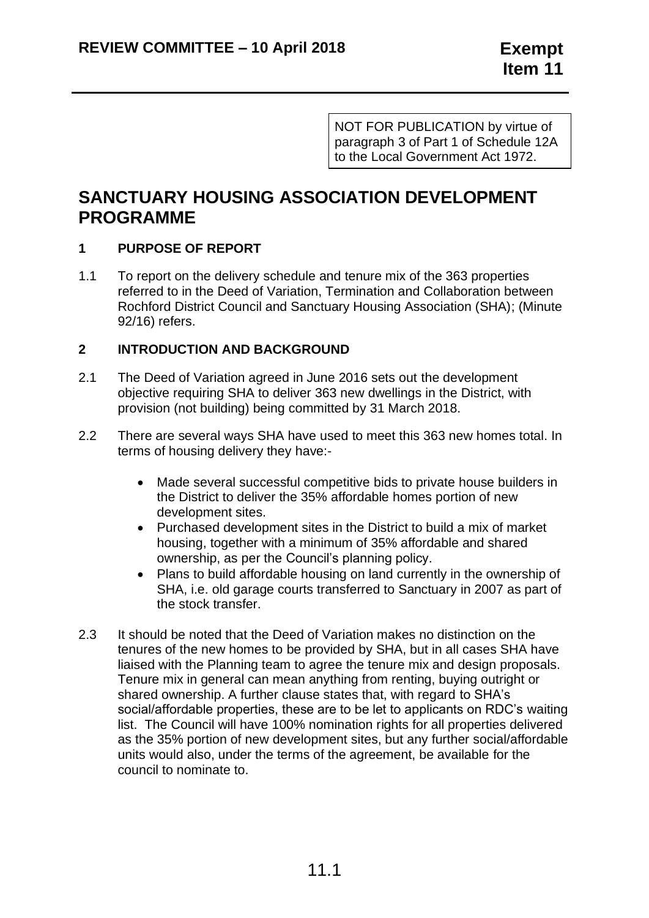NOT FOR PUBLICATION by virtue of paragraph 3 of Part 1 of Schedule 12A to the Local Government Act 1972.

# SANCTUARY HOUSING ASSOCIATION DEVELOPMENT PROGRAMME

## 1 PURPOSE OF REPORT

1.1 To report on the delivery schedule and tenure mix of the 363 properties referred to in the Deed of Variation, Termination and Collaboration between Rochford District Council and Sanctuary Housing Association (SHA); (Minute 92/16) refers.

## 2 INTRODUCTION AND BACKGROUND

2.1 The Deed of Variation agreed in June 2016 sets out the development objective requiring SHA to deliver 363 new dwellings in the District, with provision (not building) being committed by 31 March 2018.

2.2 There are several ways SHA have used to meet this 363 new homes total. In terms of housing delivery they have:-

- Made several successful competitive bids to private house builders in the District to deliver the 35% affordable homes portion of new development sites.
- Purchased development sites in the District to build a mix of market housing, together with a minimum of 35% affordable and shared ownership, as per the Council's planning policy.
- Plans to build affordable housing on land currently in the ownership of SHA, i.e. old garage courts transferred to Sanctuary in 2007 as part of the stock transfer.

2.3 It should be noted that the Deed of Variation makes no distinction on the tenures of the new homes to be provided by SHA, but in all cases SHA have liaised with the Planning team to agree the tenure mix and design proposals. Tenure mix in general can mean anything from renting, buying outright or shared ownership. A further clause states that, with regard to SHA's social/affordable properties, these are to be let to applicants on RDC's waiting list. The Council will have 100% nomination rights for all properties delivered as the 35% portion of new development sites, but any further social/affordable units would also, under the terms of the agreement, be available for the council to nominate to.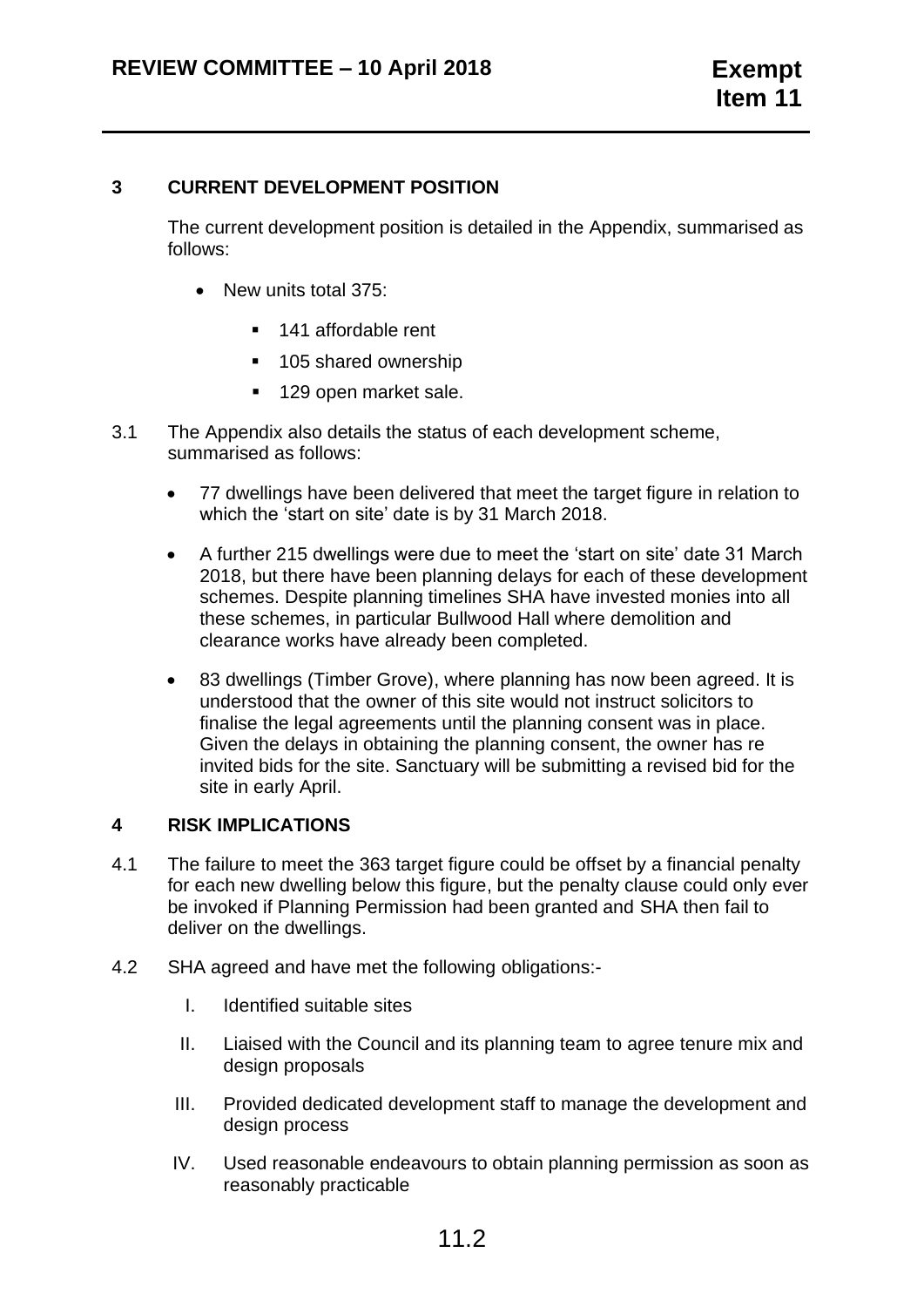## 3 CURRENT DEVELOPMENT POSITION

The current development position is detailed in the Appendix, summarised as follows:

- New units total 375:
  - 141 affordable rent
  - 105 shared ownership
  - 129 open market sale.

3.1 The Appendix also details the status of each development scheme, summarised as follows:

- 77 dwellings have been delivered that meet the target figure in relation to which the 'start on site' date is by 31 March 2018.
- A further 215 dwellings were due to meet the 'start on site' date 31 March 2018, but there have been planning delays for each of these development schemes. Despite planning timelines SHA have invested monies into all these schemes, in particular Bullwood Hall where demolition and clearance works have already been completed.
- 83 dwellings (Timber Grove), where planning has now been agreed. It is understood that the owner of this site would not instruct solicitors to finalise the legal agreements until the planning consent was in place. Given the delays in obtaining the planning consent, the owner has re invited bids for the site. Sanctuary will be submitting a revised bid for the site in early April.

## 4 RISK IMPLICATIONS

4.1 The failure to meet the 363 target figure could be offset by a financial penalty for each new dwelling below this figure, but the penalty clause could only ever be invoked if Planning Permission had been granted and SHA then fail to deliver on the dwellings.

4.2 SHA agreed and have met the following obligations:-

I. Identified suitable sites

II. Liaised with the Council and its planning team to agree tenure mix and design proposals

III. Provided dedicated development staff to manage the development and design process

IV. Used reasonable endeavours to obtain planning permission as soon as reasonably practicable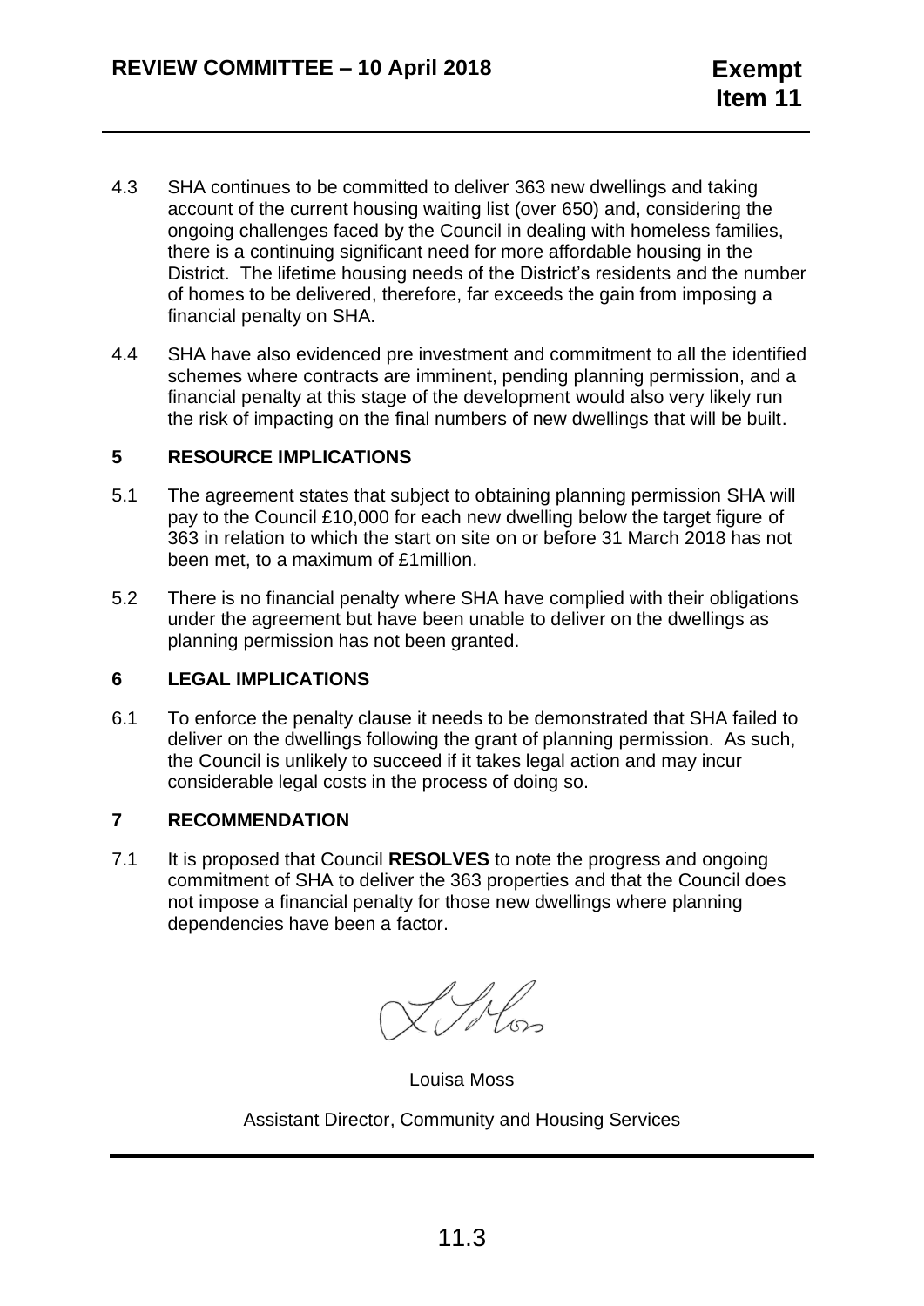4.3 SHA continues to be committed to deliver 363 new dwellings and taking account of the current housing waiting list (over 650) and, considering the ongoing challenges faced by the Council in dealing with homeless families, there is a continuing significant need for more affordable housing in the District. The lifetime housing needs of the District's residents and the number of homes to be delivered, therefore, far exceeds the gain from imposing a financial penalty on SHA.

4.4 SHA have also evidenced pre investment and commitment to all the identified schemes where contracts are imminent, pending planning permission, and a financial penalty at this stage of the development would also very likely run the risk of impacting on the final numbers of new dwellings that will be built.

## 5 RESOURCE IMPLICATIONS

5.1 The agreement states that subject to obtaining planning permission SHA will pay to the Council £10,000 for each new dwelling below the target figure of 363 in relation to which the start on site on or before 31 March 2018 has not been met, to a maximum of £1million.

5.2 There is no financial penalty where SHA have complied with their obligations under the agreement but have been unable to deliver on the dwellings as planning permission has not been granted.

## 6 LEGAL IMPLICATIONS

6.1 To enforce the penalty clause it needs to be demonstrated that SHA failed to deliver on the dwellings following the grant of planning permission. As such, the Council is unlikely to succeed if it takes legal action and may incur considerable legal costs in the process of doing so.

## 7 RECOMMENDATION

7.1 It is proposed that Council **RESOLVES** to note the progress and ongoing commitment of SHA to deliver the 363 properties and that the Council does not impose a financial penalty for those new dwellings where planning dependencies have been a factor.

Louisa Moss

Assistant Director, Community and Housing Services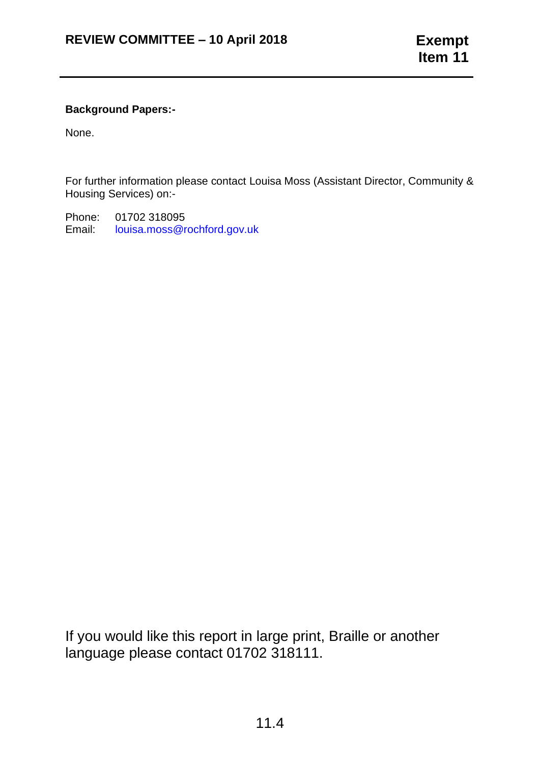**Background Papers:-**

None.

For further information please contact Louisa Moss (Assistant Director, Community & Housing Services) on:-

Phone: 01702 318095
Email: louisa.moss@rochford.gov.uk

If you would like this report in large print, Braille or another language please contact 01702 318111.